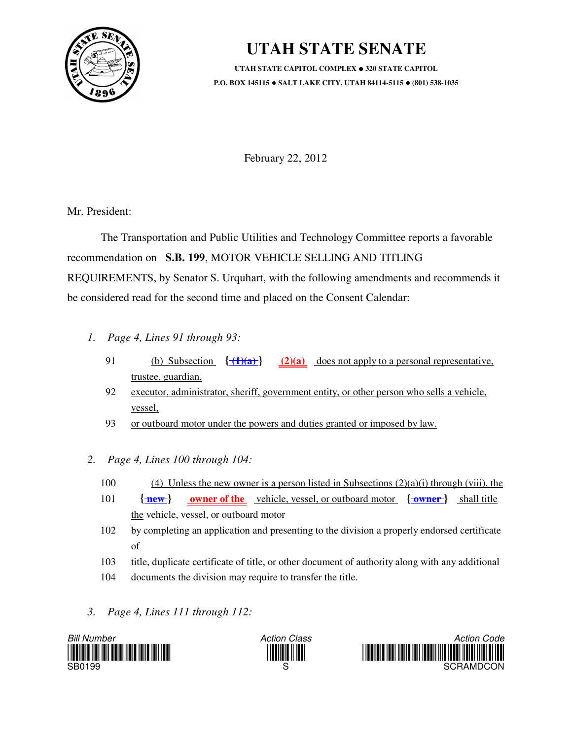# UTAH STATE SENATE

**UTAH STATE CAPITOL COMPLEX ● 320 STATE CAPITOL**
**P.O. BOX 145115 ● SALT LAKE CITY, UTAH 84114-5115 ● (801) 538-1035**

February 22, 2012

Mr. President:

The Transportation and Public Utilities and Technology Committee reports a favorable recommendation on **S.B. 199**, MOTOR VEHICLE SELLING AND TITLING REQUIREMENTS, by Senator S. Urquhart, with the following amendments and recommends it be considered read for the second time and placed on the Consent Calendar:

1. *Page 4, Lines 91 through 93:*

   91 (b) Subsection {~~(1)(a)~~} **(2)(a)** does not apply to a personal representative, trustee, guardian,

   92 executor, administrator, sheriff, government entity, or other person who sells a vehicle, vessel,

   93 or outboard motor under the powers and duties granted or imposed by law.

2. *Page 4, Lines 100 through 104:*

   100 (4) Unless the new owner is a person listed in Subsections (2)(a)(i) through (viii), the

   101 {~~new~~} **owner of the** vehicle, vessel, or outboard motor {~~owner~~} shall title the vehicle, vessel, or outboard motor

   102 by completing an application and presenting to the division a properly endorsed certificate of

   103 title, duplicate certificate of title, or other document of authority along with any additional

   104 documents the division may require to transfer the title.

3. *Page 4, Lines 111 through 112:*

Bill Number: SB0199 | Action Class: S | Action Code: SCRAMDCON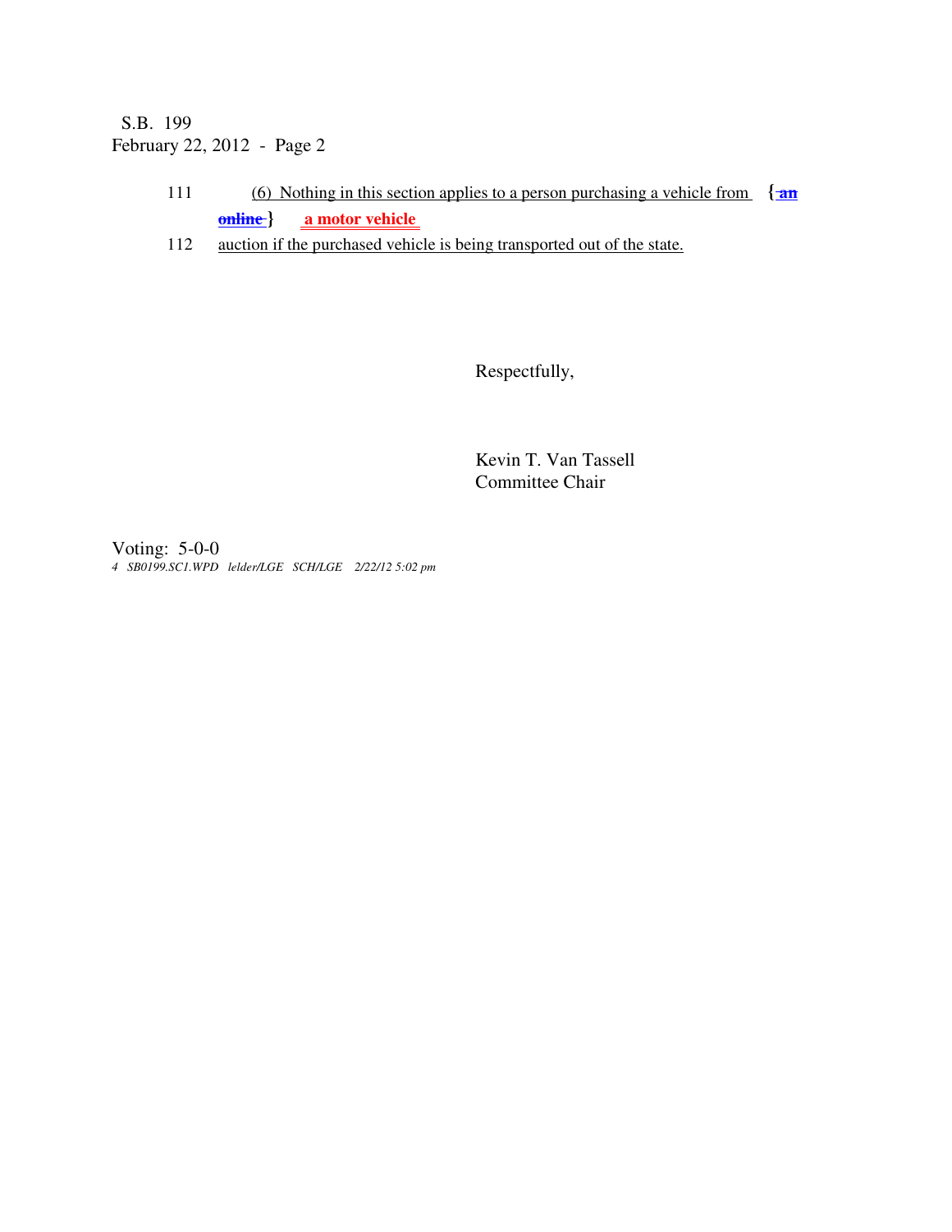S.B. 199
February 22, 2012 - Page 2

111 (6) Nothing in this section applies to a person purchasing a vehicle from {~~an online~~} **a motor vehicle**

112 auction if the purchased vehicle is being transported out of the state.

Respectfully,

Kevin T. Van Tassell
Committee Chair

Voting: 5-0-0

*4 SB0199.SC1.WPD lelder/LGE SCH/LGE 2/22/12 5:02 pm*